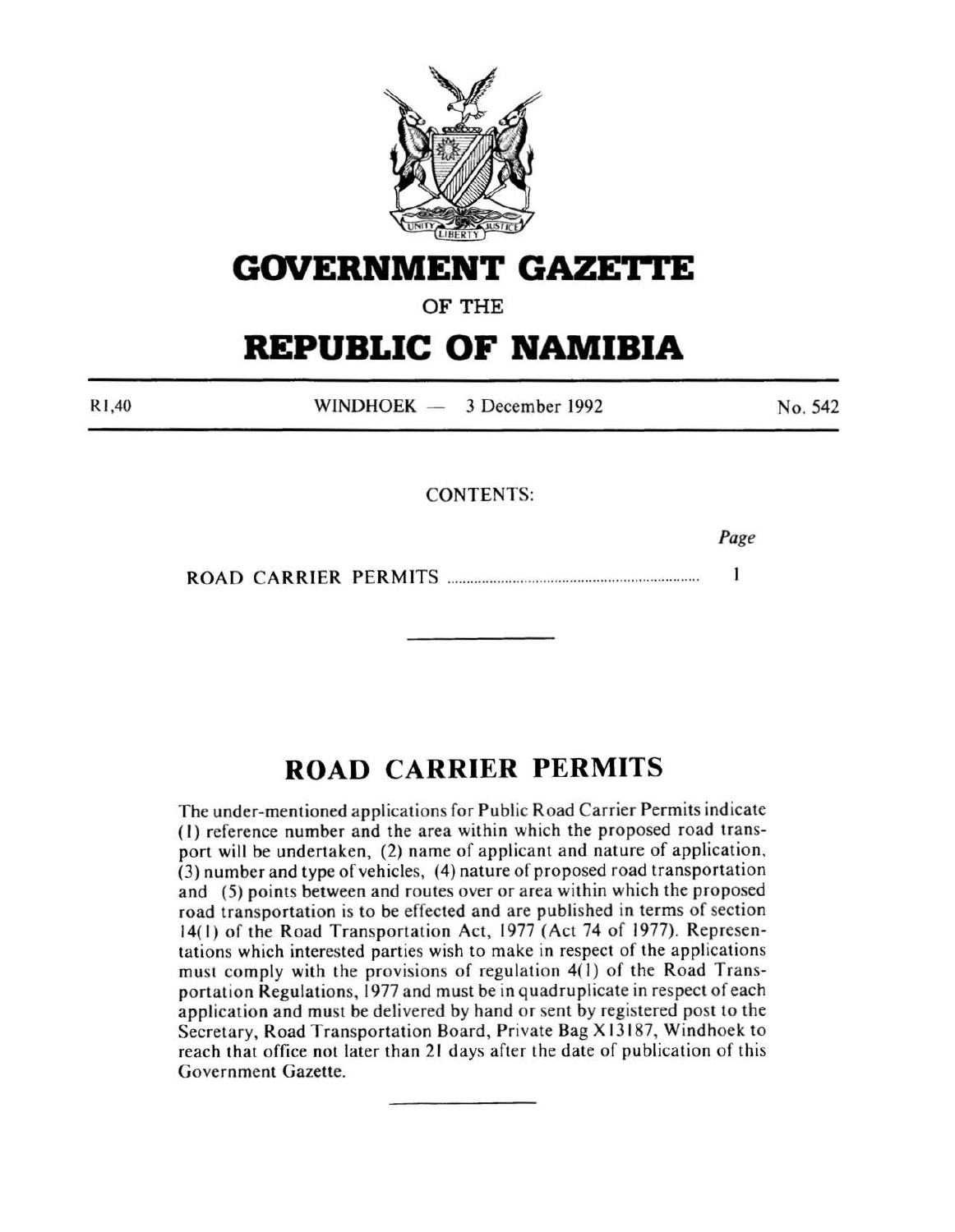# GOVERNMENT GAZETTE

OF THE

# REPUBLIC OF NAMIBIA

R1,40 | WINDHOEK — 3 December 1992 | No. 542

CONTENTS:

| | Page |
|---|---|
| ROAD CARRIER PERMITS | 1 |

## ROAD CARRIER PERMITS

The under-mentioned applications for Public Road Carrier Permits indicate (1) reference number and the area within which the proposed road transport will be undertaken, (2) name of applicant and nature of application, (3) number and type of vehicles, (4) nature of proposed road transportation and (5) points between and routes over or area within which the proposed road transportation is to be effected and are published in terms of section 14(1) of the Road Transportation Act, 1977 (Act 74 of 1977). Representations which interested parties wish to make in respect of the applications must comply with the provisions of regulation 4(1) of the Road Transportation Regulations, 1977 and must be in quadruplicate in respect of each application and must be delivered by hand or sent by registered post to the Secretary, Road Transportation Board, Private Bag X13187, Windhoek to reach that office not later than 21 days after the date of publication of this Government Gazette.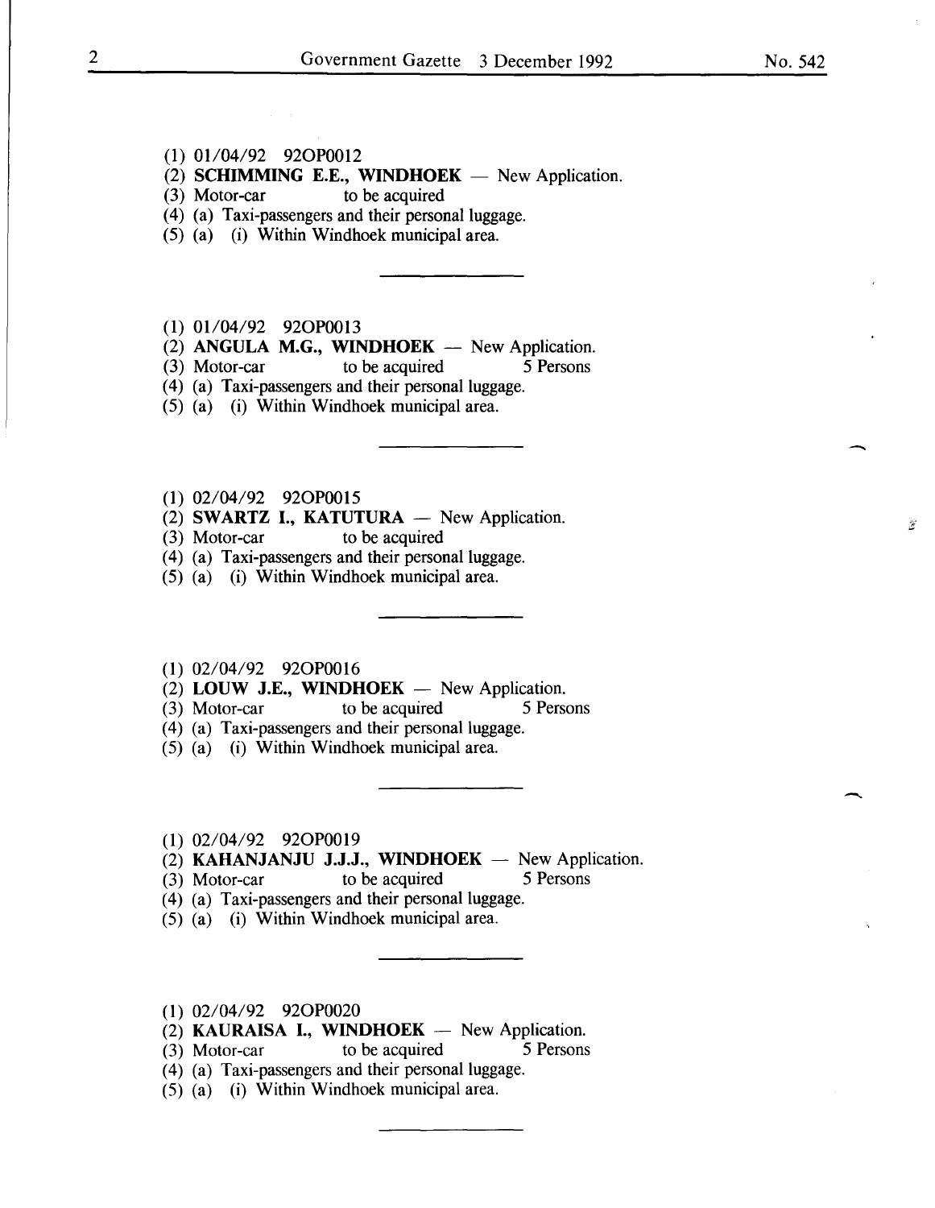(1) 01/04/92 92OP0012
(2) **SCHIMMING E.E., WINDHOEK** — New Application.
(3) Motor-car to be acquired
(4) (a) Taxi-passengers and their personal luggage.
(5) (a) (i) Within Windhoek municipal area.

---

(1) 01/04/92 92OP0013
(2) **ANGULA M.G., WINDHOEK** — New Application.
(3) Motor-car to be acquired 5 Persons
(4) (a) Taxi-passengers and their personal luggage.
(5) (a) (i) Within Windhoek municipal area.

---

(1) 02/04/92 92OP0015
(2) **SWARTZ I., KATUTURA** — New Application.
(3) Motor-car to be acquired
(4) (a) Taxi-passengers and their personal luggage.
(5) (a) (i) Within Windhoek municipal area.

---

(1) 02/04/92 92OP0016
(2) **LOUW J.E., WINDHOEK** — New Application.
(3) Motor-car to be acquired 5 Persons
(4) (a) Taxi-passengers and their personal luggage.
(5) (a) (i) Within Windhoek municipal area.

---

(1) 02/04/92 92OP0019
(2) **KAHANJANJU J.J.J., WINDHOEK** — New Application.
(3) Motor-car to be acquired 5 Persons
(4) (a) Taxi-passengers and their personal luggage.
(5) (a) (i) Within Windhoek municipal area.

---

(1) 02/04/92 92OP0020
(2) **KAURAISA I., WINDHOEK** — New Application.
(3) Motor-car to be acquired 5 Persons
(4) (a) Taxi-passengers and their personal luggage.
(5) (a) (i) Within Windhoek municipal area.

---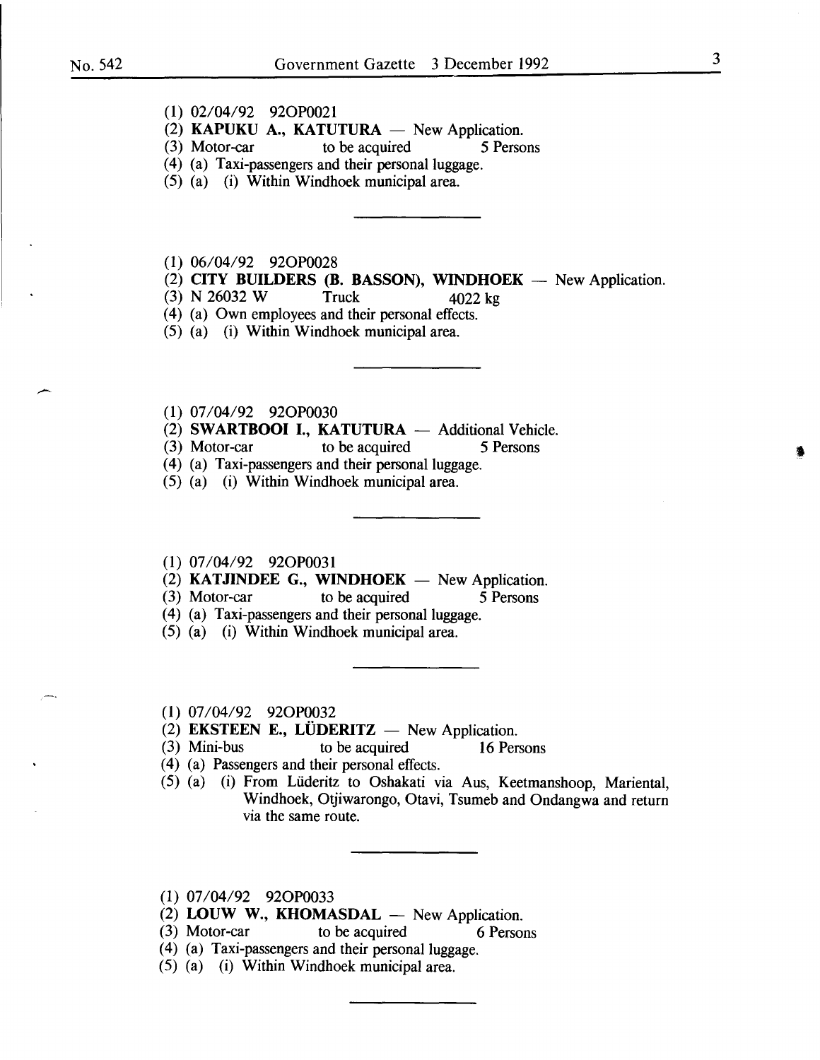(1) 02/04/92 92OP0021
(2) **KAPUKU A., KATUTURA** — New Application.
(3) Motor-car to be acquired 5 Persons
(4) (a) Taxi-passengers and their personal luggage.
(5) (a) (i) Within Windhoek municipal area.

---

(1) 06/04/92 92OP0028
(2) **CITY BUILDERS (B. BASSON), WINDHOEK** — New Application.
(3) N 26032 W Truck 4022 kg
(4) (a) Own employees and their personal effects.
(5) (a) (i) Within Windhoek municipal area.

---

(1) 07/04/92 92OP0030
(2) **SWARTBOOI I., KATUTURA** — Additional Vehicle.
(3) Motor-car to be acquired 5 Persons
(4) (a) Taxi-passengers and their personal luggage.
(5) (a) (i) Within Windhoek municipal area.

---

(1) 07/04/92 92OP0031
(2) **KATJINDEE G., WINDHOEK** — New Application.
(3) Motor-car to be acquired 5 Persons
(4) (a) Taxi-passengers and their personal luggage.
(5) (a) (i) Within Windhoek municipal area.

---

(1) 07/04/92 92OP0032
(2) **EKSTEEN E., LÜDERITZ** — New Application.
(3) Mini-bus to be acquired 16 Persons
(4) (a) Passengers and their personal effects.
(5) (a) (i) From Lüderitz to Oshakati via Aus, Keetmanshoop, Mariental, Windhoek, Otjiwarongo, Otavi, Tsumeb and Ondangwa and return via the same route.

---

(1) 07/04/92 92OP0033
(2) **LOUW W., KHOMASDAL** — New Application.
(3) Motor-car to be acquired 6 Persons
(4) (a) Taxi-passengers and their personal luggage.
(5) (a) (i) Within Windhoek municipal area.

---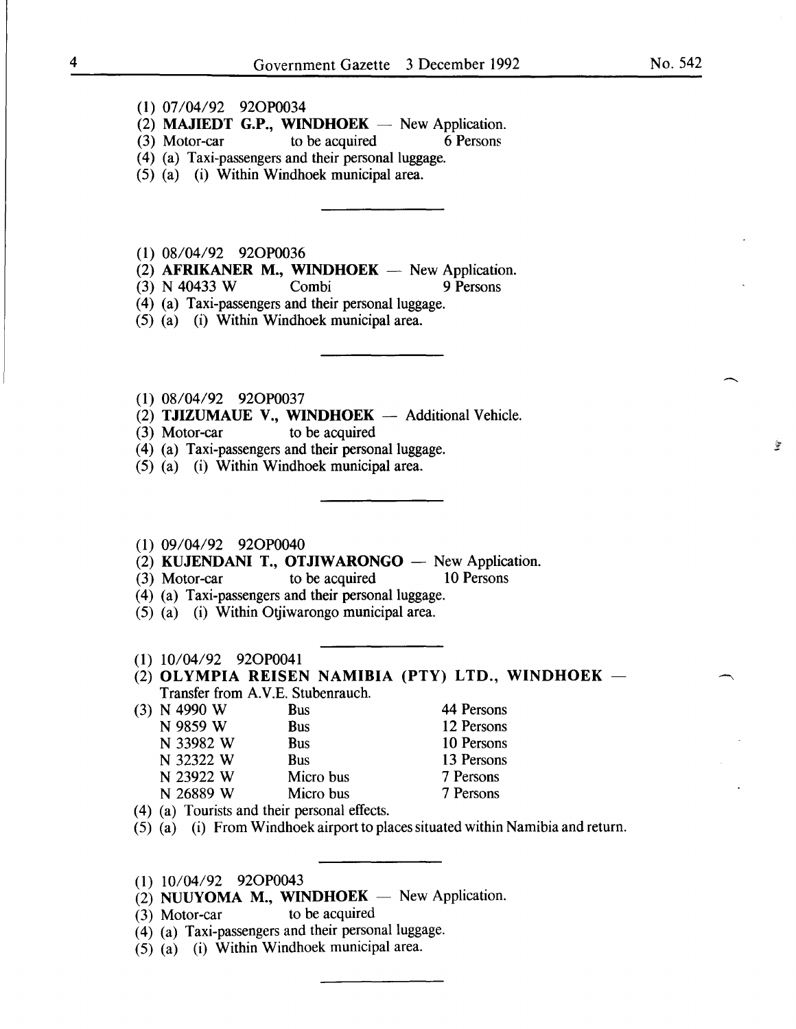(1) 07/04/92 92OP0034
(2) **MAJIEDT G.P., WINDHOEK** — New Application.
(3) Motor-car to be acquired 6 Persons
(4) (a) Taxi-passengers and their personal luggage.
(5) (a) (i) Within Windhoek municipal area.

---

(1) 08/04/92 92OP0036
(2) **AFRIKANER M., WINDHOEK** — New Application.
(3) N 40433 W Combi 9 Persons
(4) (a) Taxi-passengers and their personal luggage.
(5) (a) (i) Within Windhoek municipal area.

---

(1) 08/04/92 92OP0037
(2) **TJIZUMAUE V., WINDHOEK** — Additional Vehicle.
(3) Motor-car to be acquired
(4) (a) Taxi-passengers and their personal luggage.
(5) (a) (i) Within Windhoek municipal area.

---

(1) 09/04/92 92OP0040
(2) **KUJENDANI T., OTJIWARONGO** — New Application.
(3) Motor-car to be acquired 10 Persons
(4) (a) Taxi-passengers and their personal luggage.
(5) (a) (i) Within Otjiwarongo municipal area.

---

(1) 10/04/92 92OP0041
(2) **OLYMPIA REISEN NAMIBIA (PTY) LTD., WINDHOEK** — Transfer from A.V.E. Stubenrauch.
(3)

| | | |
|---|---|---|
| N 4990 W | Bus | 44 Persons |
| N 9859 W | Bus | 12 Persons |
| N 33982 W | Bus | 10 Persons |
| N 32322 W | Bus | 13 Persons |
| N 23922 W | Micro bus | 7 Persons |
| N 26889 W | Micro bus | 7 Persons |

(4) (a) Tourists and their personal effects.
(5) (a) (i) From Windhoek airport to places situated within Namibia and return.

---

(1) 10/04/92 92OP0043
(2) **NUUYOMA M., WINDHOEK** — New Application.
(3) Motor-car to be acquired
(4) (a) Taxi-passengers and their personal luggage.
(5) (a) (i) Within Windhoek municipal area.

---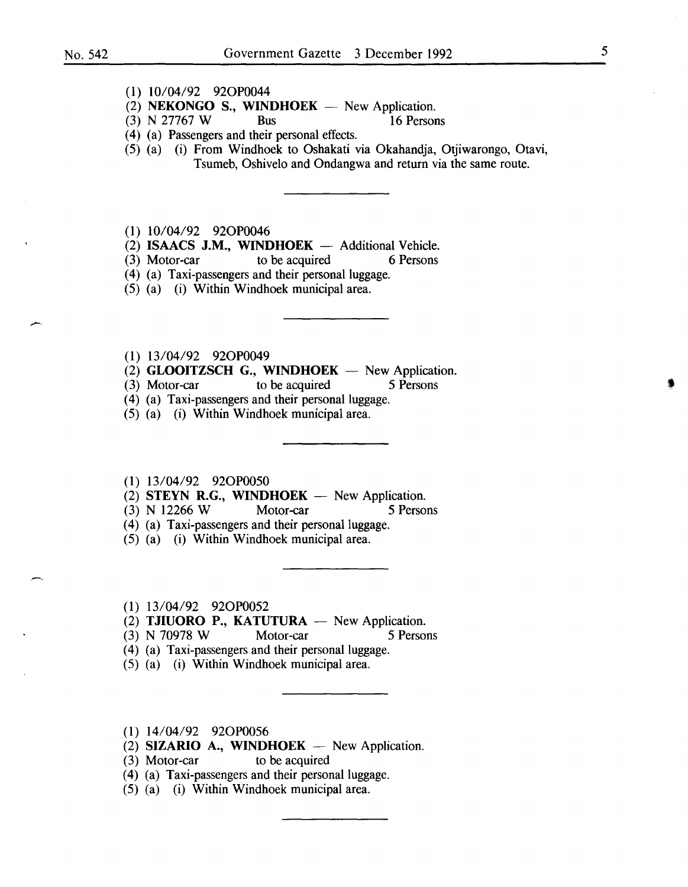(1) 10/04/92 92OP0044
(2) **NEKONGO S., WINDHOEK** — New Application.
(3) N 27767 W Bus 16 Persons
(4) (a) Passengers and their personal effects.
(5) (a) (i) From Windhoek to Oshakati via Okahandja, Otjiwarongo, Otavi, Tsumeb, Oshivelo and Ondangwa and return via the same route.

---

(1) 10/04/92 92OP0046
(2) **ISAACS J.M., WINDHOEK** — Additional Vehicle.
(3) Motor-car to be acquired 6 Persons
(4) (a) Taxi-passengers and their personal luggage.
(5) (a) (i) Within Windhoek municipal area.

---

(1) 13/04/92 92OP0049
(2) **GLOOITZSCH G., WINDHOEK** — New Application.
(3) Motor-car to be acquired 5 Persons
(4) (a) Taxi-passengers and their personal luggage.
(5) (a) (i) Within Windhoek municipal area.

---

(1) 13/04/92 92OP0050
(2) **STEYN R.G., WINDHOEK** — New Application.
(3) N 12266 W Motor-car 5 Persons
(4) (a) Taxi-passengers and their personal luggage.
(5) (a) (i) Within Windhoek municipal area.

---

(1) 13/04/92 92OP0052
(2) **TJIUORO P., KATUTURA** — New Application.
(3) N 70978 W Motor-car 5 Persons
(4) (a) Taxi-passengers and their personal luggage.
(5) (a) (i) Within Windhoek municipal area.

---

(1) 14/04/92 92OP0056
(2) **SIZARIO A., WINDHOEK** — New Application.
(3) Motor-car to be acquired
(4) (a) Taxi-passengers and their personal luggage.
(5) (a) (i) Within Windhoek municipal area.

---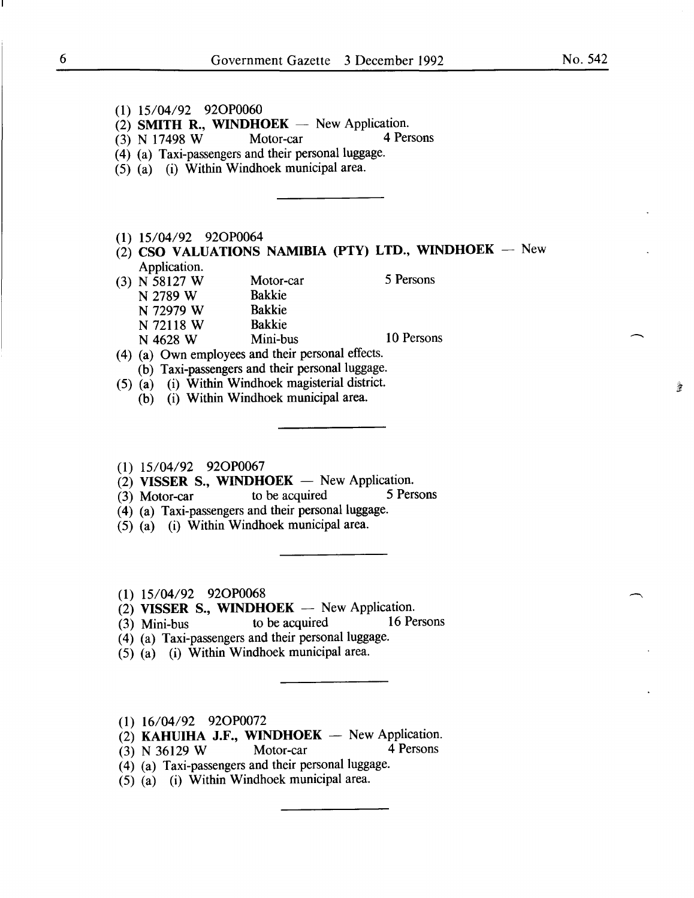(1) 15/04/92 92OP0060

(2) **SMITH R., WINDHOEK** — New Application.

(3) N 17498 W Motor-car 4 Persons

(4) (a) Taxi-passengers and their personal luggage.

(5) (a) (i) Within Windhoek municipal area.

---

(1) 15/04/92 92OP0064

(2) **CSO VALUATIONS NAMIBIA (PTY) LTD., WINDHOEK** — New Application.

(3) N 58127 W Motor-car 5 Persons
N 2789 W Bakkie
N 72979 W Bakkie
N 72118 W Bakkie
N 4628 W Mini-bus 10 Persons

(4) (a) Own employees and their personal effects.
(b) Taxi-passengers and their personal luggage.

(5) (a) (i) Within Windhoek magisterial district.
(b) (i) Within Windhoek municipal area.

---

(1) 15/04/92 92OP0067

(2) **VISSER S., WINDHOEK** — New Application.

(3) Motor-car to be acquired 5 Persons

(4) (a) Taxi-passengers and their personal luggage.

(5) (a) (i) Within Windhoek municipal area.

---

(1) 15/04/92 92OP0068

(2) **VISSER S., WINDHOEK** — New Application.

(3) Mini-bus to be acquired 16 Persons

(4) (a) Taxi-passengers and their personal luggage.

(5) (a) (i) Within Windhoek municipal area.

---

(1) 16/04/92 92OP0072

(2) **KAHUIHA J.F., WINDHOEK** — New Application.

(3) N 36129 W Motor-car 4 Persons

(4) (a) Taxi-passengers and their personal luggage.

(5) (a) (i) Within Windhoek municipal area.

---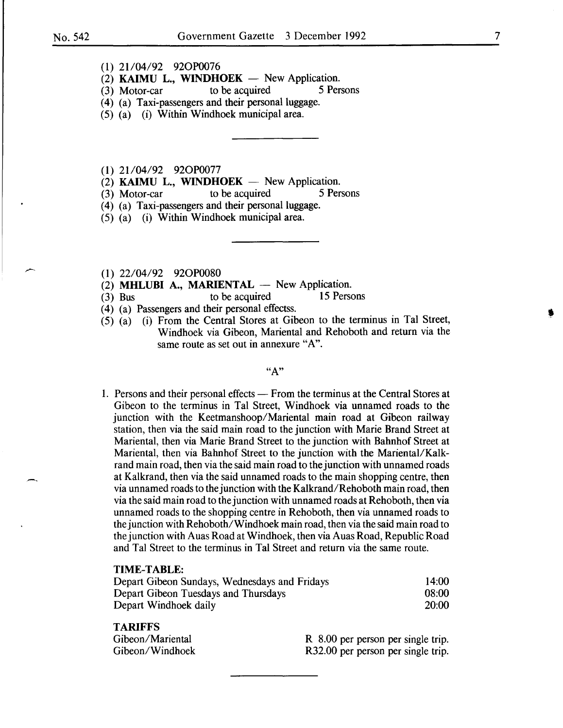(1) 21/04/92 92OP0076

(2) **KAIMU L., WINDHOEK** — New Application.

(3) Motor-car to be acquired 5 Persons

(4) (a) Taxi-passengers and their personal luggage.

(5) (a) (i) Within Windhoek municipal area.

---

(1) 21/04/92 92OP0077

(2) **KAIMU L., WINDHOEK** — New Application.

(3) Motor-car to be acquired 5 Persons

(4) (a) Taxi-passengers and their personal luggage.

(5) (a) (i) Within Windhoek municipal area.

---

(1) 22/04/92 92OP0080

(2) **MHLUBI A., MARIENTAL** — New Application.

(3) Bus to be acquired 15 Persons

(4) (a) Passengers and their personal effectss.

(5) (a) (i) From the Central Stores at Gibeon to the terminus in Tal Street, Windhoek via Gibeon, Mariental and Rehoboth and return via the same route as set out in annexure "A".

"A"

1. Persons and their personal effects — From the terminus at the Central Stores at Gibeon to the terminus in Tal Street, Windhoek via unnamed roads to the junction with the Keetmanshoop/Mariental main road at Gibeon railway station, then via the said main road to the junction with Marie Brand Street at Mariental, then via Marie Brand Street to the junction with Bahnhof Street at Mariental, then via Bahnhof Street to the junction with the Mariental/Kalkrand main road, then via the said main road to the junction with unnamed roads at Kalkrand, then via the said unnamed roads to the main shopping centre, then via unnamed roads to the junction with the Kalkrand/Rehoboth main road, then via the said main road to the junction with unnamed roads at Rehoboth, then via unnamed roads to the shopping centre in Rehoboth, then via unnamed roads to the junction with Rehoboth/Windhoek main road, then via the said main road to the junction with Auas Road at Windhoek, then via Auas Road, Republic Road and Tal Street to the terminus in Tal Street and return via the same route.

**TIME-TABLE:**

| | |
|---|---|
| Depart Gibeon Sundays, Wednesdays and Fridays | 14:00 |
| Depart Gibeon Tuesdays and Thursdays | 08:00 |
| Depart Windhoek daily | 20:00 |

**TARIFFS**

| | |
|---|---|
| Gibeon/Mariental | R 8.00 per person per single trip. |
| Gibeon/Windhoek | R32.00 per person per single trip. |

---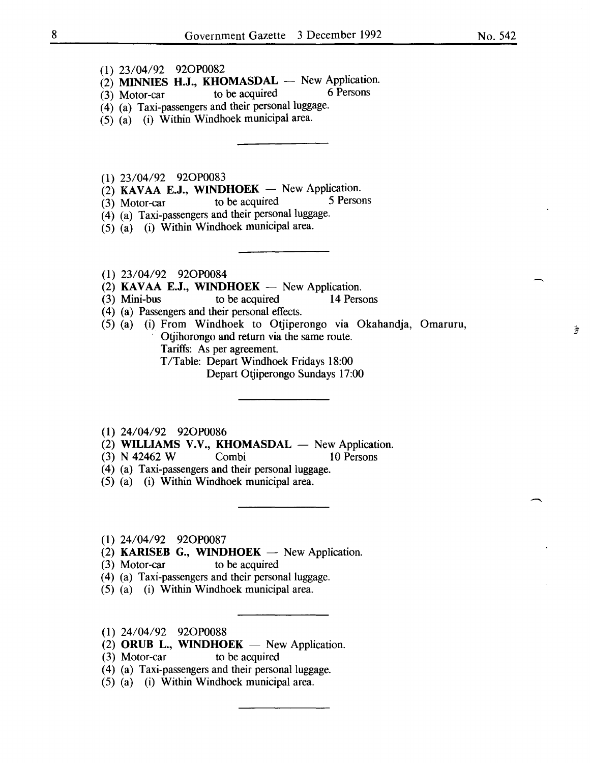(1) 23/04/92 92OP0082
(2) **MINNIES H.J., KHOMASDAL** — New Application.
(3) Motor-car to be acquired 6 Persons
(4) (a) Taxi-passengers and their personal luggage.
(5) (a) (i) Within Windhoek municipal area.

---

(1) 23/04/92 92OP0083
(2) **KAVAA E.J., WINDHOEK** — New Application.
(3) Motor-car to be acquired 5 Persons
(4) (a) Taxi-passengers and their personal luggage.
(5) (a) (i) Within Windhoek municipal area.

---

(1) 23/04/92 92OP0084
(2) **KAVAA E.J., WINDHOEK** — New Application.
(3) Mini-bus to be acquired 14 Persons
(4) (a) Passengers and their personal effects.
(5) (a) (i) From Windhoek to Otjiperongo via Okahandja, Omaruru, Otjihorongo and return via the same route.
Tariffs: As per agreement.
T/Table: Depart Windhoek Fridays 18:00
Depart Otjiperongo Sundays 17:00

---

(1) 24/04/92 92OP0086
(2) **WILLIAMS V.V., KHOMASDAL** — New Application.
(3) N 42462 W Combi 10 Persons
(4) (a) Taxi-passengers and their personal luggage.
(5) (a) (i) Within Windhoek municipal area.

---

(1) 24/04/92 92OP0087
(2) **KARISEB G., WINDHOEK** — New Application.
(3) Motor-car to be acquired
(4) (a) Taxi-passengers and their personal luggage.
(5) (a) (i) Within Windhoek municipal area.

---

(1) 24/04/92 92OP0088
(2) **ORUB L., WINDHOEK** — New Application.
(3) Motor-car to be acquired
(4) (a) Taxi-passengers and their personal luggage.
(5) (a) (i) Within Windhoek municipal area.

---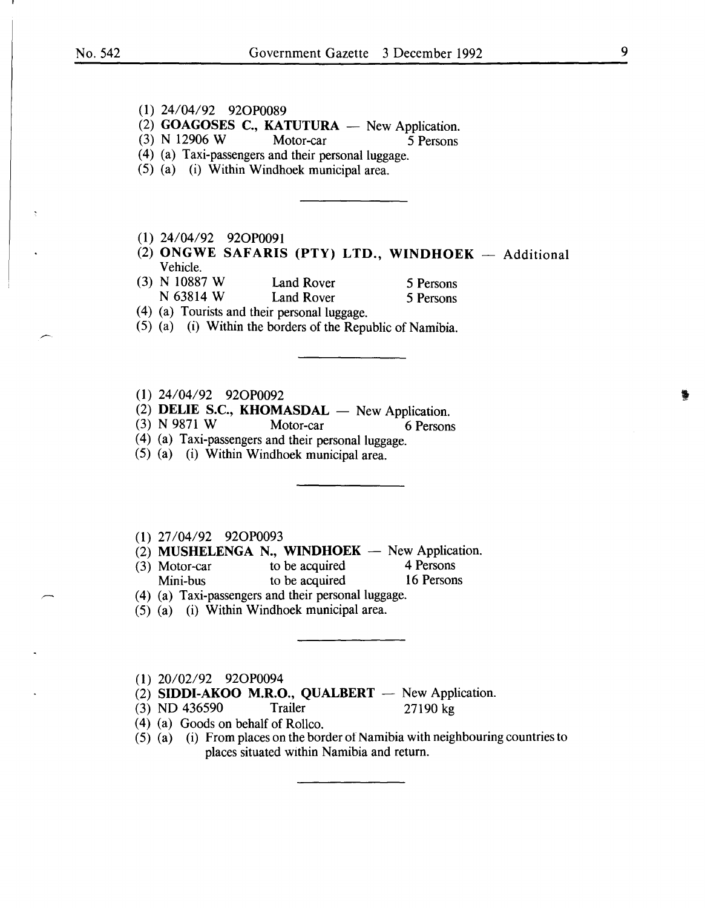(1) 24/04/92 92OP0089

(2) **GOAGOSES C., KATUTURA** — New Application.

(3) N 12906 W Motor-car 5 Persons

(4) (a) Taxi-passengers and their personal luggage.

(5) (a) (i) Within Windhoek municipal area.

---

(1) 24/04/92 92OP0091

(2) **ONGWE SAFARIS (PTY) LTD., WINDHOEK** — Additional Vehicle.

(3) N 10887 W Land Rover 5 Persons
N 63814 W Land Rover 5 Persons

(4) (a) Tourists and their personal luggage.

(5) (a) (i) Within the borders of the Republic of Namibia.

---

(1) 24/04/92 92OP0092

(2) **DELIE S.C., KHOMASDAL** — New Application.

(3) N 9871 W Motor-car 6 Persons

(4) (a) Taxi-passengers and their personal luggage.

(5) (a) (i) Within Windhoek municipal area.

---

(1) 27/04/92 92OP0093

(2) **MUSHELENGA N., WINDHOEK** — New Application.

(3) Motor-car to be acquired 4 Persons
Mini-bus to be acquired 16 Persons

(4) (a) Taxi-passengers and their personal luggage.

(5) (a) (i) Within Windhoek municipal area.

---

(1) 20/02/92 92OP0094

(2) **SIDDI-AKOO M.R.O., QUALBERT** — New Application.

(3) ND 436590 Trailer 27190 kg

(4) (a) Goods on behalf of Rollco.

(5) (a) (i) From places on the border of Namibia with neighbouring countries to places situated within Namibia and return.

---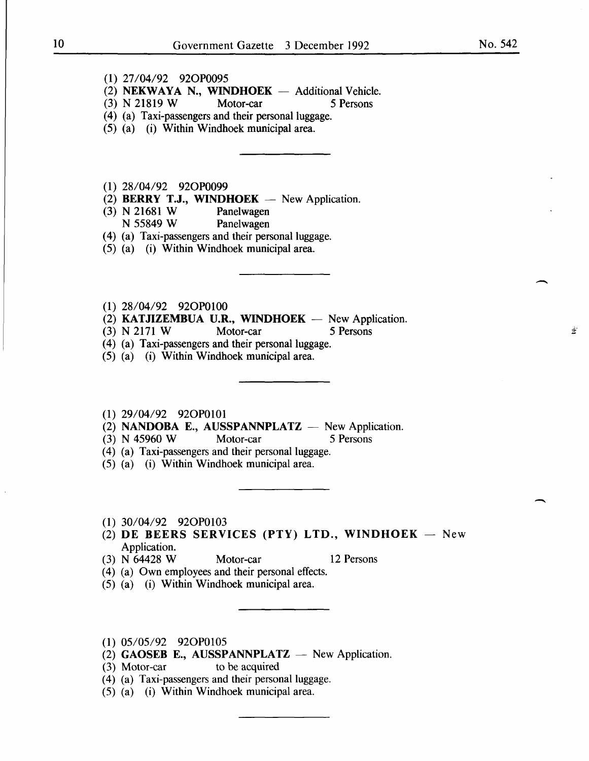(1) 27/04/92 92OP0095
(2) **NEKWAYA N., WINDHOEK** — Additional Vehicle.
(3) N 21819 W  Motor-car  5 Persons
(4) (a) Taxi-passengers and their personal luggage.
(5) (a) (i) Within Windhoek municipal area.

---

(1) 28/04/92 92OP0099
(2) **BERRY T.J., WINDHOEK** — New Application.
(3) N 21681 W  Panelwagen
    N 55849 W  Panelwagen
(4) (a) Taxi-passengers and their personal luggage.
(5) (a) (i) Within Windhoek municipal area.

---

(1) 28/04/92 92OP0100
(2) **KATJIZEMBUA U.R., WINDHOEK** — New Application.
(3) N 2171 W  Motor-car  5 Persons
(4) (a) Taxi-passengers and their personal luggage.
(5) (a) (i) Within Windhoek municipal area.

---

(1) 29/04/92 92OP0101
(2) **NANDOBA E., AUSSPANNPLATZ** — New Application.
(3) N 45960 W  Motor-car  5 Persons
(4) (a) Taxi-passengers and their personal luggage.
(5) (a) (i) Within Windhoek municipal area.

---

(1) 30/04/92 92OP0103
(2) **DE BEERS SERVICES (PTY) LTD., WINDHOEK** — New Application.
(3) N 64428 W  Motor-car  12 Persons
(4) (a) Own employees and their personal effects.
(5) (a) (i) Within Windhoek municipal area.

---

(1) 05/05/92 92OP0105
(2) **GAOSEB E., AUSSPANNPLATZ** — New Application.
(3) Motor-car  to be acquired
(4) (a) Taxi-passengers and their personal luggage.
(5) (a) (i) Within Windhoek municipal area.

---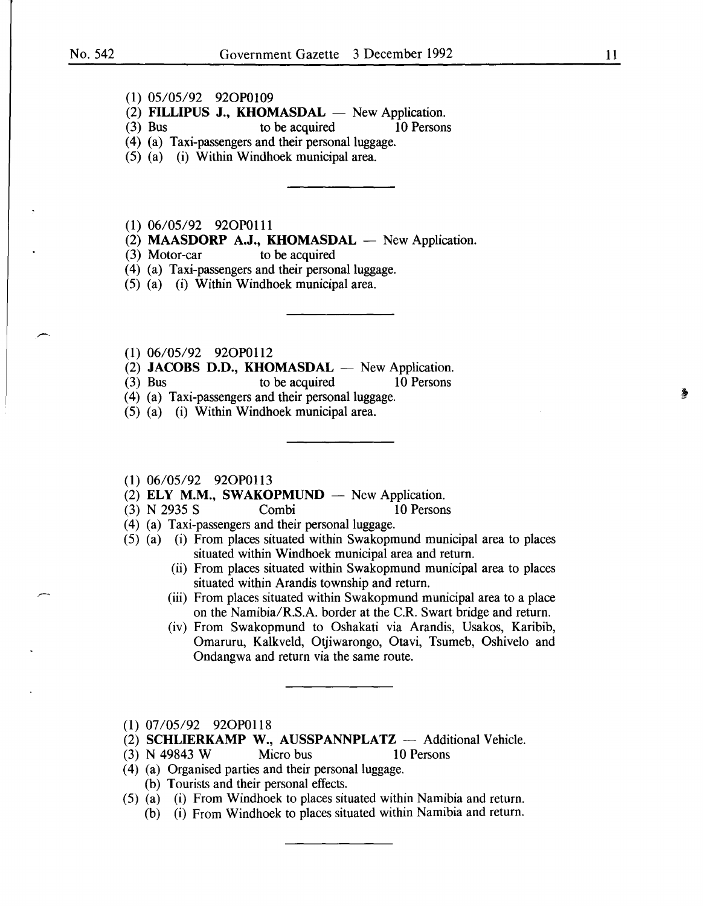(1) 05/05/92 92OP0109

(2) **FILLIPUS J., KHOMASDAL** — New Application.

(3) Bus to be acquired 10 Persons

(4) (a) Taxi-passengers and their personal luggage.

(5) (a) (i) Within Windhoek municipal area.

---

(1) 06/05/92 92OP0111

(2) **MAASDORP A.J., KHOMASDAL** — New Application.

(3) Motor-car to be acquired

(4) (a) Taxi-passengers and their personal luggage.

(5) (a) (i) Within Windhoek municipal area.

---

(1) 06/05/92 92OP0112

(2) **JACOBS D.D., KHOMASDAL** — New Application.

(3) Bus to be acquired 10 Persons

(4) (a) Taxi-passengers and their personal luggage.

(5) (a) (i) Within Windhoek municipal area.

---

(1) 06/05/92 92OP0113

(2) **ELY M.M., SWAKOPMUND** — New Application.

(3) N 2935 S Combi 10 Persons

(4) (a) Taxi-passengers and their personal luggage.

(5) (a) (i) From places situated within Swakopmund municipal area to places situated within Windhoek municipal area and return.

(ii) From places situated within Swakopmund municipal area to places situated within Arandis township and return.

(iii) From places situated within Swakopmund municipal area to a place on the Namibia/R.S.A. border at the C.R. Swart bridge and return.

(iv) From Swakopmund to Oshakati via Arandis, Usakos, Karibib, Omaruru, Kalkveld, Otjiwarongo, Otavi, Tsumeb, Oshivelo and Ondangwa and return via the same route.

---

(1) 07/05/92 92OP0118

(2) **SCHLIERKAMP W., AUSSPANNPLATZ** — Additional Vehicle.

(3) N 49843 W Micro bus 10 Persons

(4) (a) Organised parties and their personal luggage.

(b) Tourists and their personal effects.

(5) (a) (i) From Windhoek to places situated within Namibia and return.

(b) (i) From Windhoek to places situated within Namibia and return.

---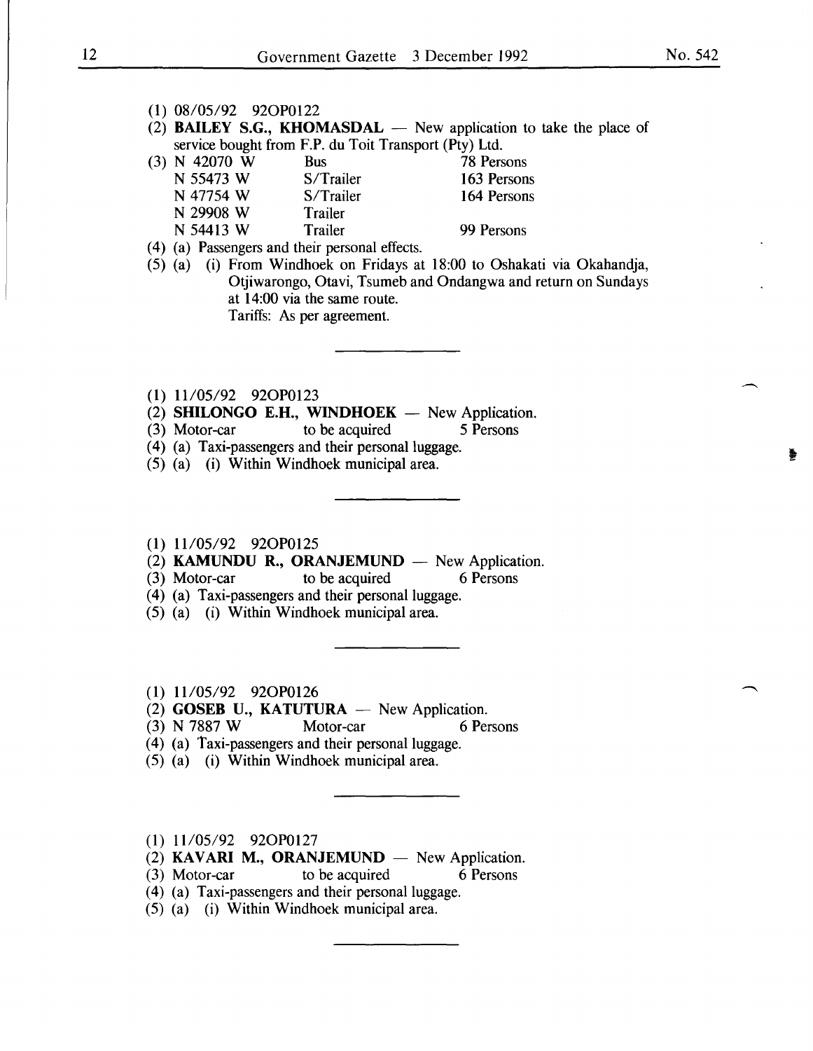(1) 08/05/92 92OP0122

(2) **BAILEY S.G., KHOMASDAL** — New application to take the place of service bought from F.P. du Toit Transport (Pty) Ltd.

(3)

| | | |
|---|---|---|
| N 42070 W | Bus | 78 Persons |
| N 55473 W | S/Trailer | 163 Persons |
| N 47754 W | S/Trailer | 164 Persons |
| N 29908 W | Trailer | |
| N 54413 W | Trailer | 99 Persons |

(4) (a) Passengers and their personal effects.

(5) (a) (i) From Windhoek on Fridays at 18:00 to Oshakati via Okahandja, Otjiwarongo, Otavi, Tsumeb and Ondangwa and return on Sundays at 14:00 via the same route.
Tariffs: As per agreement.

---

(1) 11/05/92 92OP0123

(2) **SHILONGO E.H., WINDHOEK** — New Application.

(3) Motor-car to be acquired 5 Persons

(4) (a) Taxi-passengers and their personal luggage.

(5) (a) (i) Within Windhoek municipal area.

---

(1) 11/05/92 92OP0125

(2) **KAMUNDU R., ORANJEMUND** — New Application.

(3) Motor-car to be acquired 6 Persons

(4) (a) Taxi-passengers and their personal luggage.

(5) (a) (i) Within Windhoek municipal area.

---

(1) 11/05/92 92OP0126

(2) **GOSEB U., KATUTURA** — New Application.

(3) N 7887 W Motor-car 6 Persons

(4) (a) Taxi-passengers and their personal luggage.

(5) (a) (i) Within Windhoek municipal area.

---

(1) 11/05/92 92OP0127

(2) **KAVARI M., ORANJEMUND** — New Application.

(3) Motor-car to be acquired 6 Persons

(4) (a) Taxi-passengers and their personal luggage.

(5) (a) (i) Within Windhoek municipal area.

---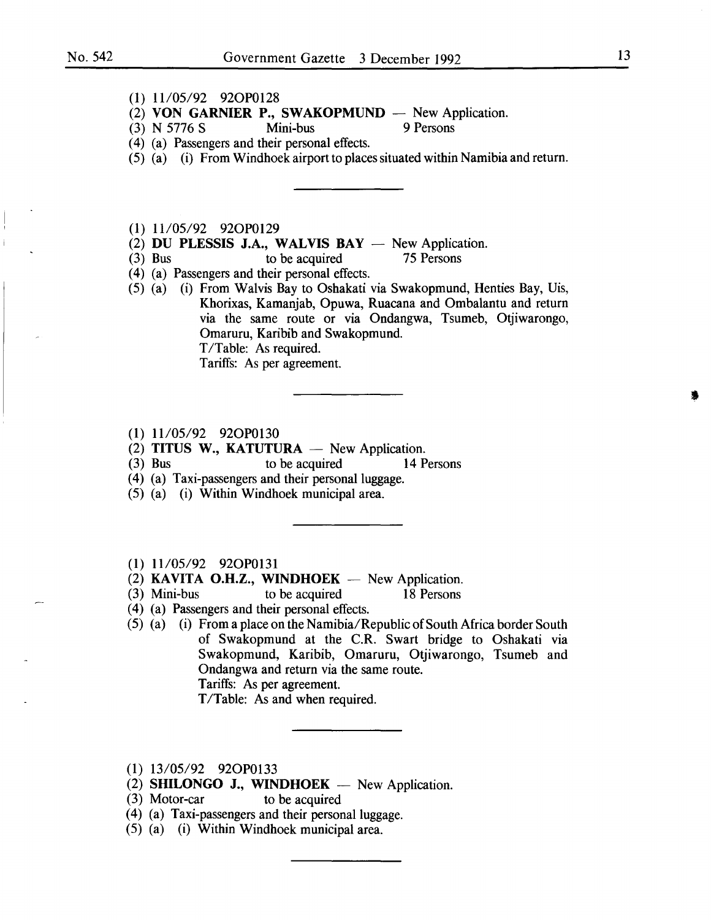(1) 11/05/92 92OP0128

(2) **VON GARNIER P., SWAKOPMUND** — New Application.

(3) N 5776 S Mini-bus 9 Persons

(4) (a) Passengers and their personal effects.

(5) (a) (i) From Windhoek airport to places situated within Namibia and return.

---

(1) 11/05/92 92OP0129

(2) **DU PLESSIS J.A., WALVIS BAY** — New Application.

(3) Bus to be acquired 75 Persons

(4) (a) Passengers and their personal effects.

(5) (a) (i) From Walvis Bay to Oshakati via Swakopmund, Henties Bay, Uis, Khorixas, Kamanjab, Opuwa, Ruacana and Ombalantu and return via the same route or via Ondangwa, Tsumeb, Otjiwarongo, Omaruru, Karibib and Swakopmund.
T/Table: As required.
Tariffs: As per agreement.

---

(1) 11/05/92 92OP0130

(2) **TITUS W., KATUTURA** — New Application.

(3) Bus to be acquired 14 Persons

(4) (a) Taxi-passengers and their personal luggage.

(5) (a) (i) Within Windhoek municipal area.

---

(1) 11/05/92 92OP0131

(2) **KAVITA O.H.Z., WINDHOEK** — New Application.

(3) Mini-bus to be acquired 18 Persons

(4) (a) Passengers and their personal effects.

(5) (a) (i) From a place on the Namibia/Republic of South Africa border South of Swakopmund at the C.R. Swart bridge to Oshakati via Swakopmund, Karibib, Omaruru, Otjiwarongo, Tsumeb and Ondangwa and return via the same route.
Tariffs: As per agreement.
T/Table: As and when required.

---

(1) 13/05/92 92OP0133

(2) **SHILONGO J., WINDHOEK** — New Application.

(3) Motor-car to be acquired

(4) (a) Taxi-passengers and their personal luggage.

(5) (a) (i) Within Windhoek municipal area.

---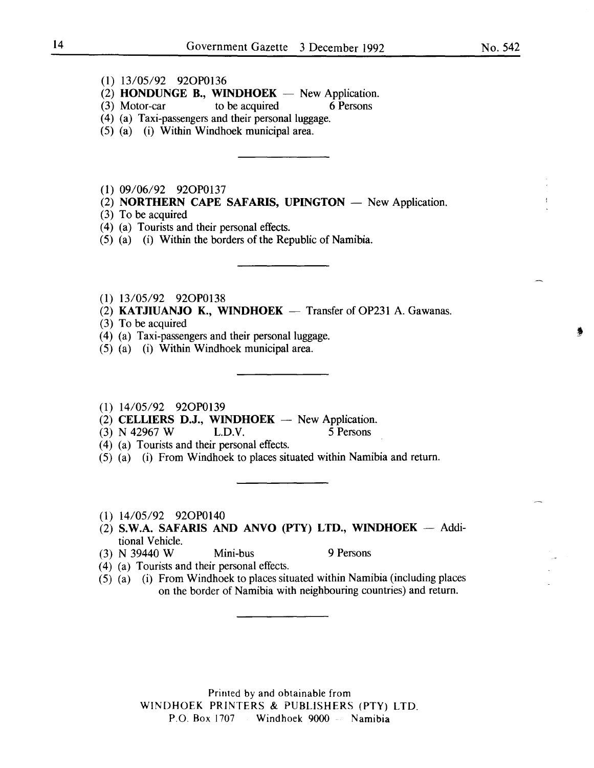(1) 13/05/92 92OP0136

(2) **HONDUNGE B., WINDHOEK** — New Application.

(3) Motor-car to be acquired 6 Persons

(4) (a) Taxi-passengers and their personal luggage.

(5) (a) (i) Within Windhoek municipal area.

---

(1) 09/06/92 92OP0137

(2) **NORTHERN CAPE SAFARIS, UPINGTON** — New Application.

(3) To be acquired

(4) (a) Tourists and their personal effects.

(5) (a) (i) Within the borders of the Republic of Namibia.

---

(1) 13/05/92 92OP0138

(2) **KATJIUANJO K., WINDHOEK** — Transfer of OP231 A. Gawanas.

(3) To be acquired

(4) (a) Taxi-passengers and their personal luggage.

(5) (a) (i) Within Windhoek municipal area.

---

(1) 14/05/92 92OP0139

(2) **CELLIERS D.J., WINDHOEK** — New Application.

(3) N 42967 W L.D.V. 5 Persons

(4) (a) Tourists and their personal effects.

(5) (a) (i) From Windhoek to places situated within Namibia and return.

---

(1) 14/05/92 92OP0140

(2) **S.W.A. SAFARIS AND ANVO (PTY) LTD., WINDHOEK** — Additional Vehicle.

(3) N 39440 W Mini-bus 9 Persons

(4) (a) Tourists and their personal effects.

(5) (a) (i) From Windhoek to places situated within Namibia (including places on the border of Namibia with neighbouring countries) and return.

---

Printed by and obtainable from
WINDHOEK PRINTERS & PUBLISHERS (PTY) LTD.
P.O. Box 1707 Windhoek 9000 Namibia